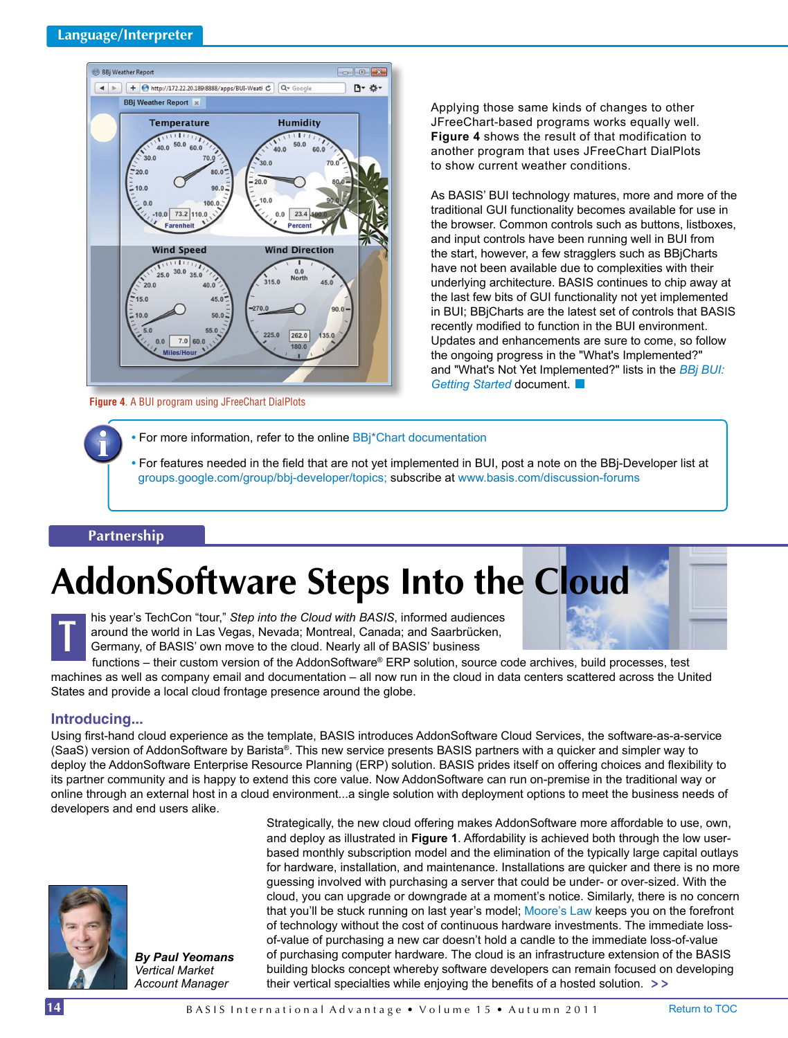Language/Interpreter

Figure 4. A BUI program using JFreeChart DialPlots

Applying those same kinds of changes to other JFreeChart-based programs works equally well. **Figure 4** shows the result of that modification to another program that uses JFreeChart DialPlots to show current weather conditions.

As BASIS' BUI technology matures, more and more of the traditional GUI functionality becomes available for use in the browser. Common controls such as buttons, listboxes, and input controls have been running well in BUI from the start, however, a few stragglers such as BBjCharts have not been available due to complexities with their underlying architecture. BASIS continues to chip away at the last few bits of GUI functionality not yet implemented in BUI; BBjCharts are the latest set of controls that BASIS recently modified to function in the BUI environment. Updates and enhancements are sure to come, so follow the ongoing progress in the "What's Implemented?" and "What's Not Yet Implemented?" lists in the *BBj BUI: Getting Started* document.

- For more information, refer to the online BBj*Chart documentation
- For features needed in the field that are not yet implemented in BUI, post a note on the BBj-Developer list at groups.google.com/group/bbj-developer/topics; subscribe at www.basis.com/discussion-forums

Partnership

# AddonSoftware Steps Into the Cloud

This year's TechCon "tour," *Step into the Cloud with BASIS*, informed audiences around the world in Las Vegas, Nevada; Montreal, Canada; and Saarbrücken, Germany, of BASIS' own move to the cloud. Nearly all of BASIS' business functions – their custom version of the AddonSoftware® ERP solution, source code archives, build processes, test machines as well as company email and documentation – all now run in the cloud in data centers scattered across the United States and provide a local cloud frontage presence around the globe.

## Introducing...

Using first-hand cloud experience as the template, BASIS introduces AddonSoftware Cloud Services, the software-as-a-service (SaaS) version of AddonSoftware by Barista®. This new service presents BASIS partners with a quicker and simpler way to deploy the AddonSoftware Enterprise Resource Planning (ERP) solution. BASIS prides itself on offering choices and flexibility to its partner community and is happy to extend this core value. Now AddonSoftware can run on-premise in the traditional way or online through an external host in a cloud environment...a single solution with deployment options to meet the business needs of developers and end users alike.

Strategically, the new cloud offering makes AddonSoftware more affordable to use, own, and deploy as illustrated in **Figure 1**. Affordability is achieved both through the low user-based monthly subscription model and the elimination of the typically large capital outlays for hardware, installation, and maintenance. Installations are quicker and there is no more guessing involved with purchasing a server that could be under- or over-sized. With the cloud, you can upgrade or downgrade at a moment's notice. Similarly, there is no concern that you'll be stuck running on last year's model; Moore's Law keeps you on the forefront of technology without the cost of continuous hardware investments. The immediate loss-of-value of purchasing a new car doesn't hold a candle to the immediate loss-of-value of purchasing computer hardware. The cloud is an infrastructure extension of the BASIS building blocks concept whereby software developers can remain focused on developing their vertical specialties while enjoying the benefits of a hosted solution. > >

***By Paul Yeomans***
*Vertical Market Account Manager*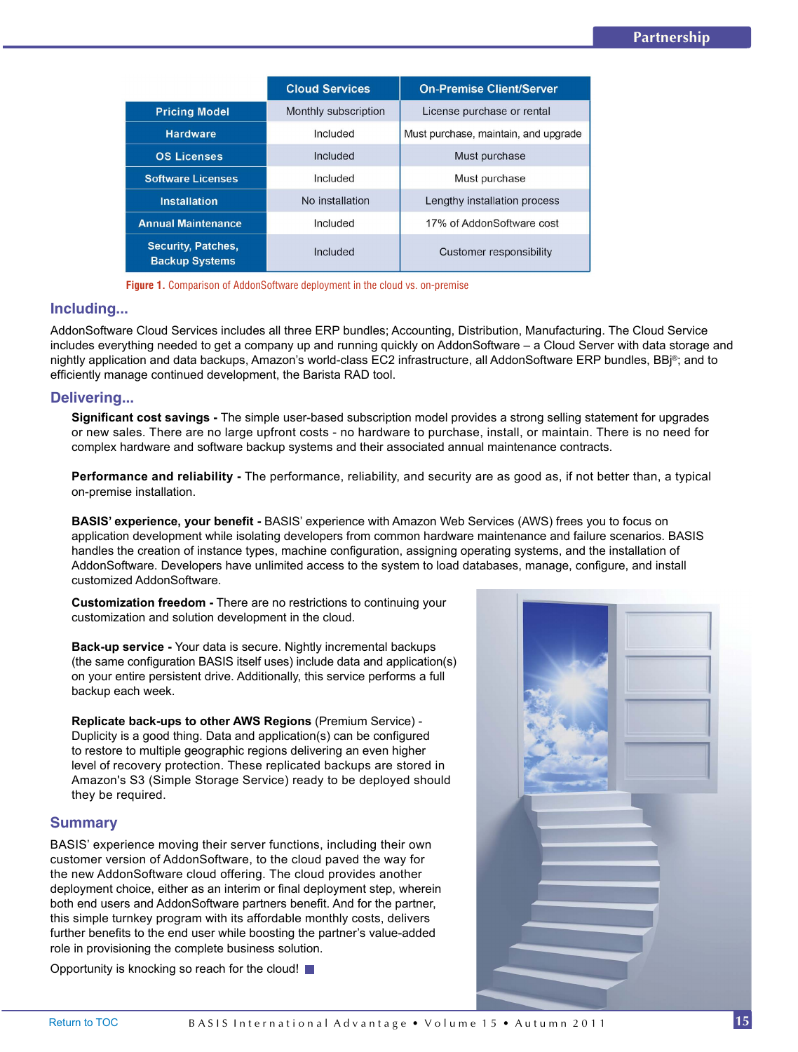| | Cloud Services | On-Premise Client/Server |
|---|---|---|
| Pricing Model | Monthly subscription | License purchase or rental |
| Hardware | Included | Must purchase, maintain, and upgrade |
| OS Licenses | Included | Must purchase |
| Software Licenses | Included | Must purchase |
| Installation | No installation | Lengthy installation process |
| Annual Maintenance | Included | 17% of AddonSoftware cost |
| Security, Patches, Backup Systems | Included | Customer responsibility |

**Figure 1.** Comparison of AddonSoftware deployment in the cloud vs. on-premise

## Including...

AddonSoftware Cloud Services includes all three ERP bundles; Accounting, Distribution, Manufacturing. The Cloud Service includes everything needed to get a company up and running quickly on AddonSoftware – a Cloud Server with data storage and nightly application and data backups, Amazon's world-class EC2 infrastructure, all AddonSoftware ERP bundles, BBj®; and to efficiently manage continued development, the Barista RAD tool.

## Delivering...

**Significant cost savings -** The simple user-based subscription model provides a strong selling statement for upgrades or new sales. There are no large upfront costs - no hardware to purchase, install, or maintain. There is no need for complex hardware and software backup systems and their associated annual maintenance contracts.

**Performance and reliability -** The performance, reliability, and security are as good as, if not better than, a typical on-premise installation.

**BASIS' experience, your benefit -** BASIS' experience with Amazon Web Services (AWS) frees you to focus on application development while isolating developers from common hardware maintenance and failure scenarios. BASIS handles the creation of instance types, machine configuration, assigning operating systems, and the installation of AddonSoftware. Developers have unlimited access to the system to load databases, manage, configure, and install customized AddonSoftware.

**Customization freedom -** There are no restrictions to continuing your customization and solution development in the cloud.

**Back-up service -** Your data is secure. Nightly incremental backups (the same configuration BASIS itself uses) include data and application(s) on your entire persistent drive. Additionally, this service performs a full backup each week.

**Replicate back-ups to other AWS Regions** (Premium Service) - Duplicity is a good thing. Data and application(s) can be configured to restore to multiple geographic regions delivering an even higher level of recovery protection. These replicated backups are stored in Amazon's S3 (Simple Storage Service) ready to be deployed should they be required.

## Summary

BASIS' experience moving their server functions, including their own customer version of AddonSoftware, to the cloud paved the way for the new AddonSoftware cloud offering. The cloud provides another deployment choice, either as an interim or final deployment step, wherein both end users and AddonSoftware partners benefit. And for the partner, this simple turnkey program with its affordable monthly costs, delivers further benefits to the end user while boosting the partner's value-added role in provisioning the complete business solution.

Opportunity is knocking so reach for the cloud! ■